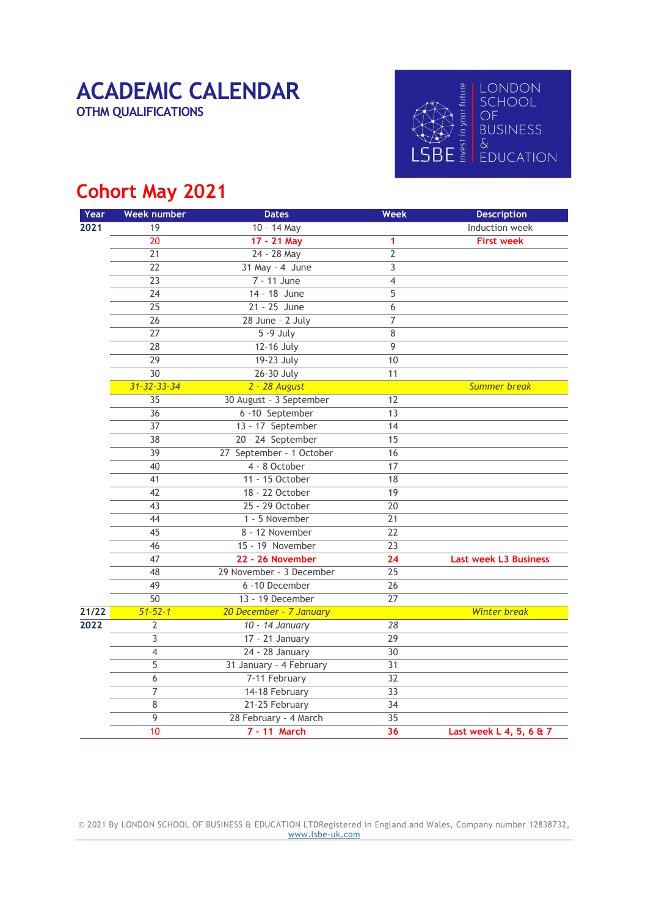# ACADEMIC CALENDAR

## OTHM QUALIFICATIONS

LONDON SCHOOL OF BUSINESS & EDUCATION

LSBE invest in your future

## Cohort May 2021

| Year | Week number | Dates | Week | Description |
|---|---|---|---|---|
| 2021 | 19 | 10 - 14 May | | Induction week |
| | 20 | **17 - 21 May** | **1** | **First week** |
| | 21 | 24 - 28 May | 2 | |
| | 22 | 31 May - 4 June | 3 | |
| | 23 | 7 - 11 June | 4 | |
| | 24 | 14 - 18 June | 5 | |
| | 25 | 21 - 25 June | 6 | |
| | 26 | 28 June - 2 July | 7 | |
| | 27 | 5 -9 July | 8 | |
| | 28 | 12-16 July | 9 | |
| | 29 | 19-23 July | 10 | |
| | 30 | 26-30 July | 11 | |
| | *31-32-33-34* | *2 - 28 August* | | *Summer break* |
| | 35 | 30 August - 3 September | 12 | |
| | 36 | 6 -10 September | 13 | |
| | 37 | 13 - 17 September | 14 | |
| | 38 | 20 - 24 September | 15 | |
| | 39 | 27 September - 1 October | 16 | |
| | 40 | 4 - 8 October | 17 | |
| | 41 | 11 - 15 October | 18 | |
| | 42 | 18 - 22 October | 19 | |
| | 43 | 25 - 29 October | 20 | |
| | 44 | 1 - 5 November | 21 | |
| | 45 | 8 - 12 November | 22 | |
| | 46 | 15 - 19 November | 23 | |
| | 47 | **22 - 26 November** | **24** | **Last week L3 Business** |
| | 48 | 29 November - 3 December | 25 | |
| | 49 | 6 -10 December | 26 | |
| | 50 | 13 - 19 December | 27 | |
| 21/22 | *51-52-1* | *20 December - 7 January* | | *Winter break* |
| 2022 | 2 | *10 - 14 January* | 28 | |
| | 3 | 17 - 21 January | 29 | |
| | 4 | 24 - 28 January | 30 | |
| | 5 | 31 January - 4 February | 31 | |
| | 6 | 7-11 February | 32 | |
| | 7 | 14-18 February | 33 | |
| | 8 | 21-25 February | 34 | |
| | 9 | 28 February - 4 March | 35 | |
| | 10 | **7 - 11 March** | **36** | **Last week L 4, 5, 6 & 7** |

© 2021 By LONDON SCHOOL OF BUSINESS & EDUCATION LTDRegistered in England and Wales, Company number 12838732, www.lsbe-uk.com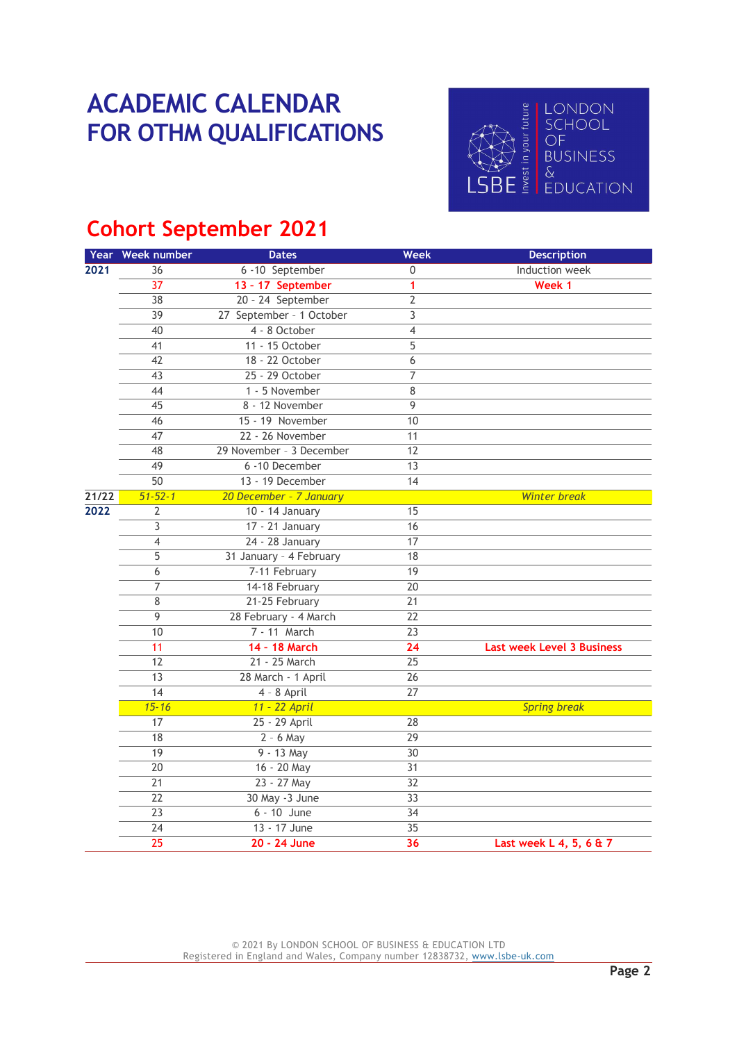# ACADEMIC CALENDAR FOR OTHM QUALIFICATIONS

LONDON SCHOOL OF BUSINESS & EDUCATION

LSBE invest in your future

## Cohort September 2021

| Year | Week number | Dates | Week | Description |
|---|---|---|---|---|
| 2021 | 36 | 6 -10 September | 0 | Induction week |
| | 37 | 13 - 17 September | 1 | Week 1 |
| | 38 | 20 - 24 September | 2 | |
| | 39 | 27 September - 1 October | 3 | |
| | 40 | 4 - 8 October | 4 | |
| | 41 | 11 - 15 October | 5 | |
| | 42 | 18 - 22 October | 6 | |
| | 43 | 25 - 29 October | 7 | |
| | 44 | 1 - 5 November | 8 | |
| | 45 | 8 - 12 November | 9 | |
| | 46 | 15 - 19 November | 10 | |
| | 47 | 22 - 26 November | 11 | |
| | 48 | 29 November - 3 December | 12 | |
| | 49 | 6 -10 December | 13 | |
| | 50 | 13 - 19 December | 14 | |
| 21/22 | *51-52-1* | *20 December - 7 January* | | *Winter break* |
| 2022 | 2 | 10 - 14 January | 15 | |
| | 3 | 17 - 21 January | 16 | |
| | 4 | 24 - 28 January | 17 | |
| | 5 | 31 January - 4 February | 18 | |
| | 6 | 7-11 February | 19 | |
| | 7 | 14-18 February | 20 | |
| | 8 | 21-25 February | 21 | |
| | 9 | 28 February - 4 March | 22 | |
| | 10 | 7 - 11 March | 23 | |
| | 11 | 14 - 18 March | 24 | Last week Level 3 Business |
| | 12 | 21 - 25 March | 25 | |
| | 13 | 28 March - 1 April | 26 | |
| | 14 | 4 - 8 April | 27 | |
| | *15-16* | *11 - 22 April* | | *Spring break* |
| | 17 | 25 - 29 April | 28 | |
| | 18 | 2 - 6 May | 29 | |
| | 19 | 9 - 13 May | 30 | |
| | 20 | 16 - 20 May | 31 | |
| | 21 | 23 - 27 May | 32 | |
| | 22 | 30 May -3 June | 33 | |
| | 23 | 6 - 10 June | 34 | |
| | 24 | 13 - 17 June | 35 | |
| | 25 | 20 - 24 June | 36 | Last week L 4, 5, 6 & 7 |

© 2021 By LONDON SCHOOL OF BUSINESS & EDUCATION LTD
Registered in England and Wales, Company number 12838732, www.lsbe-uk.com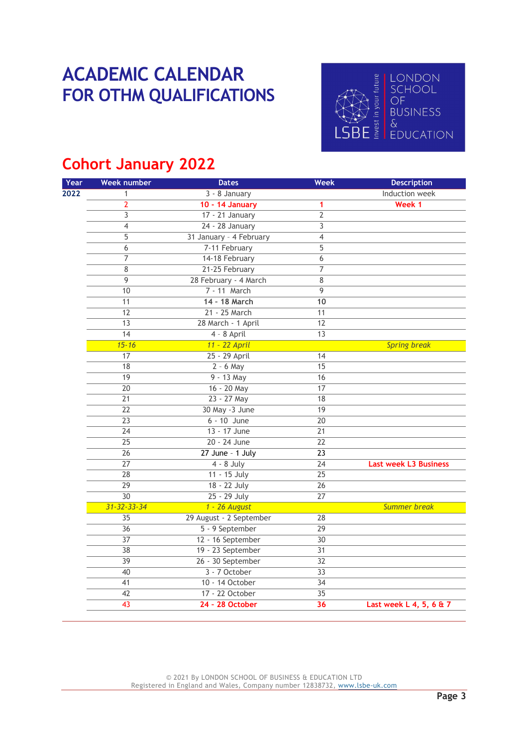# ACADEMIC CALENDAR
# FOR OTHM QUALIFICATIONS

LONDON SCHOOL OF BUSINESS & EDUCATION

LSBE invest in your future

## Cohort January 2022

| Year | Week number | Dates | Week | Description |
|---|---|---|---|---|
| **2022** | 1 | 3 - 8 January | | Induction week |
| | 2 | **10 - 14 January** | 1 | **Week 1** |
| | 3 | 17 - 21 January | 2 | |
| | 4 | 24 - 28 January | 3 | |
| | 5 | 31 January - 4 February | 4 | |
| | 6 | 7-11 February | 5 | |
| | 7 | 14-18 February | 6 | |
| | 8 | 21-25 February | 7 | |
| | 9 | 28 February - 4 March | 8 | |
| | 10 | 7 - 11 March | 9 | |
| | 11 | **14 - 18 March** | **10** | |
| | 12 | 21 - 25 March | 11 | |
| | 13 | 28 March - 1 April | 12 | |
| | 14 | 4 - 8 April | 13 | |
| | *15-16* | *11 - 22 April* | | *Spring break* |
| | 17 | 25 - 29 April | 14 | |
| | 18 | 2 - 6 May | 15 | |
| | 19 | 9 - 13 May | 16 | |
| | 20 | 16 - 20 May | 17 | |
| | 21 | 23 - 27 May | 18 | |
| | 22 | 30 May -3 June | 19 | |
| | 23 | 6 - 10 June | 20 | |
| | 24 | 13 - 17 June | 21 | |
| | 25 | 20 - 24 June | 22 | |
| | 26 | 27 June - 1 July | 23 | |
| | 27 | 4 - 8 July | 24 | **Last week L3 Business** |
| | 28 | 11 - 15 July | 25 | |
| | 29 | 18 - 22 July | 26 | |
| | 30 | 25 - 29 July | 27 | |
| | *31-32-33-34* | *1 - 26 August* | | *Summer break* |
| | 35 | 29 August - 2 September | 28 | |
| | 36 | 5 - 9 September | 29 | |
| | 37 | 12 - 16 September | 30 | |
| | 38 | 19 - 23 September | 31 | |
| | 39 | 26 - 30 September | 32 | |
| | 40 | 3 - 7 October | 33 | |
| | 41 | 10 - 14 October | 34 | |
| | 42 | 17 - 22 October | 35 | |
| | 43 | **24 - 28 October** | **36** | **Last week L 4, 5, 6 & 7** |

© 2021 By LONDON SCHOOL OF BUSINESS & EDUCATION LTD
Registered in England and Wales, Company number 12838732, www.lsbe-uk.com